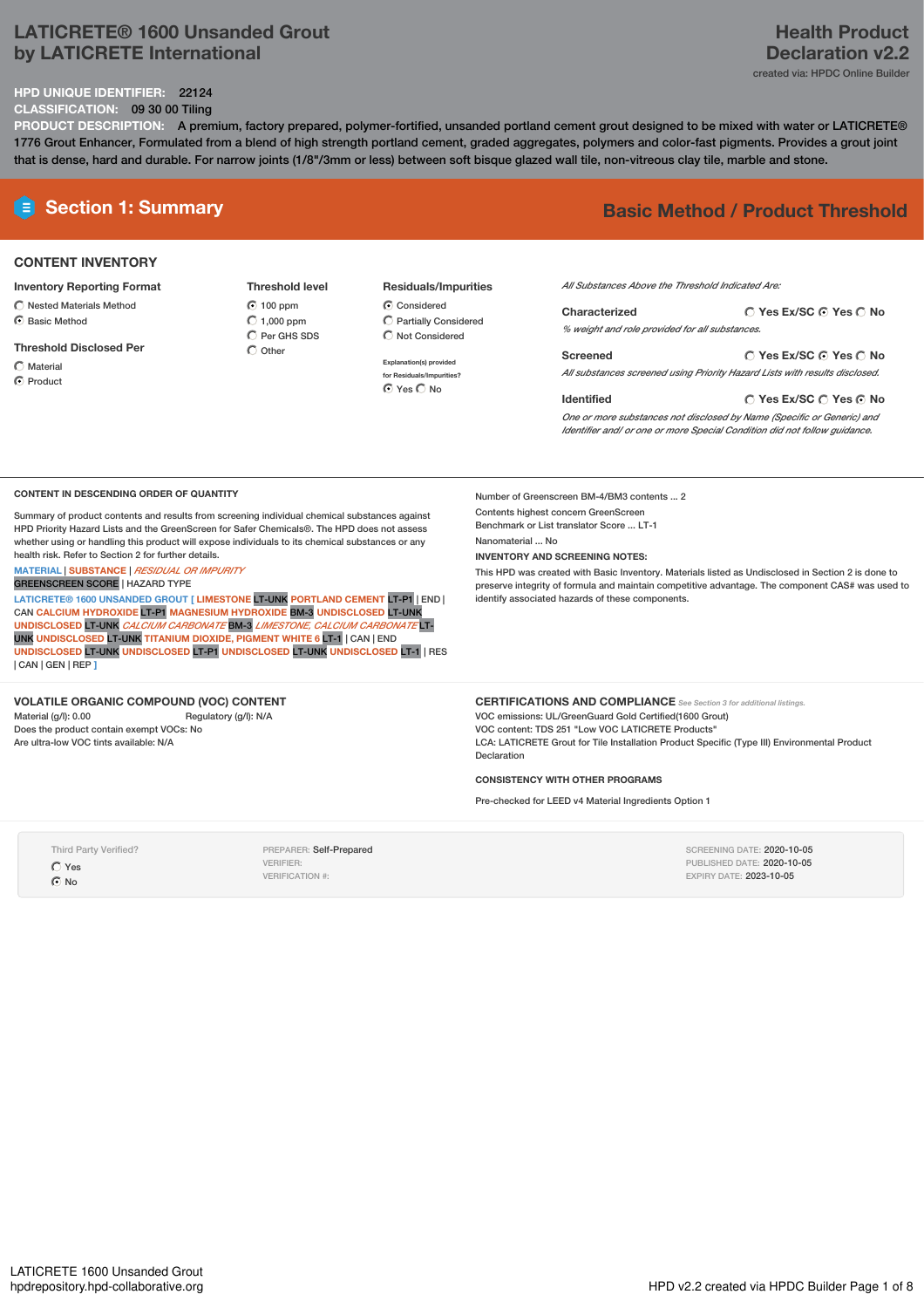# LATICRETE® 1600 Unsanded Grout by LATICRETE International

**Health Product Declaration v2.2**

created via: HPDC Online Builder

**HPD UNIQUE IDENTIFIER:** 22124

**CLASSIFICATION:** 09 30 00 Tiling

**PRODUCT DESCRIPTION:** A premium, factory prepared, polymer-fortified, unsanded portland cement grout designed to be mixed with water or LATICRETE® 1776 Grout Enhancer, Formulated from a blend of high strength portland cement, graded aggregates, polymers and color-fast pigments. Provides a grout joint that is dense, hard and durable. For narrow joints (1/8"/3mm or less) between soft bisque glazed wall tile, non-vitreous clay tile, marble and stone.

## Section 1: Summary

**Basic Method / Product Threshold**

### CONTENT INVENTORY

**Inventory Reporting Format**
- ○ Nested Materials Method
- ◉ Basic Method

**Threshold Disclosed Per**
- ○ Material
- ◉ Product

**Threshold level**
- ◉ 100 ppm
- ○ 1,000 ppm
- ○ Per GHS SDS
- ○ Other

**Residuals/Impurities**
- ◉ Considered
- ○ Partially Considered
- ○ Not Considered

Explanation(s) provided for Residuals/Impurities?
◉ Yes ○ No

*All Substances Above the Threshold Indicated Are:*

**Characterized** ○ Yes Ex/SC ◉ Yes ○ No
*% weight and role provided for all substances.*

**Screened** ○ Yes Ex/SC ◉ Yes ○ No
*All substances screened using Priority Hazard Lists with results disclosed.*

**Identified** ○ Yes Ex/SC ○ Yes ◉ No
*One or more substances not disclosed by Name (Specific or Generic) and Identifier and/ or one or more Special Condition did not follow guidance.*

### CONTENT IN DESCENDING ORDER OF QUANTITY

Summary of product contents and results from screening individual chemical substances against HPD Priority Hazard Lists and the GreenScreen for Safer Chemicals®. The HPD does not assess whether using or handling this product will expose individuals to its chemical substances or any health risk. Refer to Section 2 for further details.

MATERIAL | SUBSTANCE | *RESIDUAL OR IMPURITY*
GREENSCREEN SCORE | HAZARD TYPE

LATICRETE® 1600 UNSANDED GROUT [ LIMESTONE LT-UNK PORTLAND CEMENT LT-P1 | END | CAN CALCIUM HYDROXIDE LT-P1 MAGNESIUM HYDROXIDE BM-3 UNDISCLOSED LT-UNK UNDISCLOSED LT-UNK *CALCIUM CARBONATE* BM-3 *LIMESTONE; CALCIUM CARBONATE* LT-UNK UNDISCLOSED LT-UNK TITANIUM DIOXIDE, PIGMENT WHITE 6 LT-1 | CAN | END UNDISCLOSED LT-UNK UNDISCLOSED LT-P1 UNDISCLOSED LT-UNK UNDISCLOSED LT-1 | RES | CAN | GEN | REP ]

Number of Greenscreen BM-4/BM3 contents ... 2

Contents highest concern GreenScreen Benchmark or List translator Score ... LT-1

Nanomaterial ... No

**INVENTORY AND SCREENING NOTES:**

This HPD was created with Basic Inventory. Materials listed as Undisclosed in Section 2 is done to preserve integrity of formula and maintain competitive advantage. The component CAS# was used to identify associated hazards of these components.

### VOLATILE ORGANIC COMPOUND (VOC) CONTENT

Material (g/l): 0.00
Regulatory (g/l): N/A
Does the product contain exempt VOCs: No
Are ultra-low VOC tints available: N/A

### CERTIFICATIONS AND COMPLIANCE

*See Section 3 for additional listings.*

VOC emissions: UL/GreenGuard Gold Certified(1600 Grout)
VOC content: TDS 251 "Low VOC LATICRETE Products"
LCA: LATICRETE Grout for Tile Installation Product Specific (Type III) Environmental Product Declaration

**CONSISTENCY WITH OTHER PROGRAMS**

Pre-checked for LEED v4 Material Ingredients Option 1

Third Party Verified?
- ○ Yes
- ◉ No

PREPARER: Self-Prepared
VERIFIER:
VERIFICATION #:

SCREENING DATE: 2020-10-05
PUBLISHED DATE: 2020-10-05
EXPIRY DATE: 2023-10-05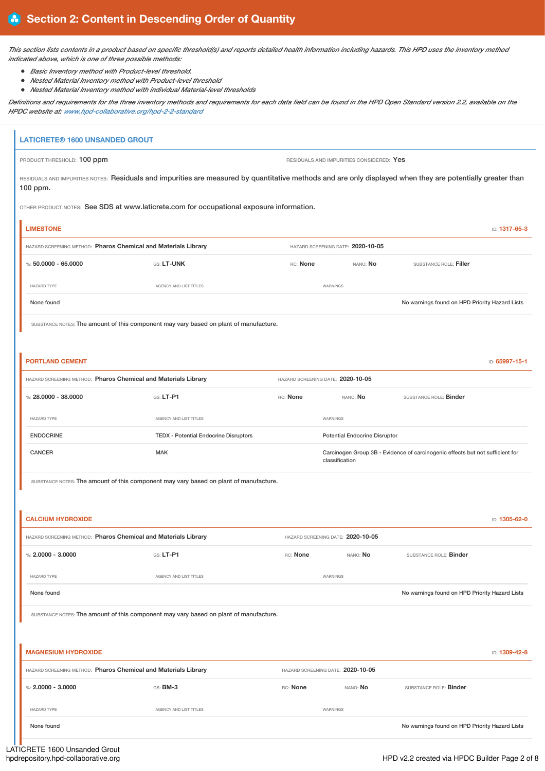# Section 2: Content in Descending Order of Quantity

*This section lists contents in a product based on specific threshold(s) and reports detailed health information including hazards. This HPD uses the inventory method indicated above, which is one of three possible methods:*

- *Basic Inventory method with Product-level threshold.*
- *Nested Material Inventory method with Product-level threshold*
- *Nested Material Inventory method with individual Material-level thresholds*

*Definitions and requirements for the three inventory methods and requirements for each data field can be found in the HPD Open Standard version 2.2, available on the HPDC website at: www.hpd-collaborative.org/hpd-2-2-standard*

## LATICRETE® 1600 UNSANDED GROUT

PRODUCT THRESHOLD: 100 ppm

RESIDUALS AND IMPURITIES CONSIDERED: Yes

RESIDUALS AND IMPURITIES NOTES: Residuals and impurities are measured by quantitative methods and are only displayed when they are potentially greater than 100 ppm.

OTHER PRODUCT NOTES: See SDS at www.laticrete.com for occupational exposure information.

### LIMESTONE

ID: 1317-65-3

HAZARD SCREENING METHOD: **Pharos Chemical and Materials Library**

HAZARD SCREENING DATE: **2020-10-05**

%: **50.0000 - 65.0000** | GS: **LT-UNK** | RC: **None** | NANO: **No** | SUBSTANCE ROLE: **Filler**

| HAZARD TYPE | AGENCY AND LIST TITLES | WARNINGS |
|---|---|---|
| None found | | No warnings found on HPD Priority Hazard Lists |

SUBSTANCE NOTES: The amount of this component may vary based on plant of manufacture.

### PORTLAND CEMENT

ID: 65997-15-1

HAZARD SCREENING METHOD: **Pharos Chemical and Materials Library**

HAZARD SCREENING DATE: **2020-10-05**

%: **28.0000 - 38.0000** | GS: **LT-P1** | RC: **None** | NANO: **No** | SUBSTANCE ROLE: **Binder**

| HAZARD TYPE | AGENCY AND LIST TITLES | WARNINGS |
|---|---|---|
| ENDOCRINE | TEDX - Potential Endocrine Disruptors | Potential Endocrine Disruptor |
| CANCER | MAK | Carcinogen Group 3B - Evidence of carcinogenic effects but not sufficient for classification |

SUBSTANCE NOTES: The amount of this component may vary based on plant of manufacture.

### CALCIUM HYDROXIDE

ID: 1305-62-0

HAZARD SCREENING METHOD: **Pharos Chemical and Materials Library**

HAZARD SCREENING DATE: **2020-10-05**

%: **2.0000 - 3.0000** | GS: **LT-P1** | RC: **None** | NANO: **No** | SUBSTANCE ROLE: **Binder**

| HAZARD TYPE | AGENCY AND LIST TITLES | WARNINGS |
|---|---|---|
| None found | | No warnings found on HPD Priority Hazard Lists |

SUBSTANCE NOTES: The amount of this component may vary based on plant of manufacture.

### MAGNESIUM HYDROXIDE

ID: 1309-42-8

HAZARD SCREENING METHOD: **Pharos Chemical and Materials Library**

HAZARD SCREENING DATE: **2020-10-05**

%: **2.0000 - 3.0000** | GS: **BM-3** | RC: **None** | NANO: **No** | SUBSTANCE ROLE: **Binder**

| HAZARD TYPE | AGENCY AND LIST TITLES | WARNINGS |
|---|---|---|
| None found | | No warnings found on HPD Priority Hazard Lists |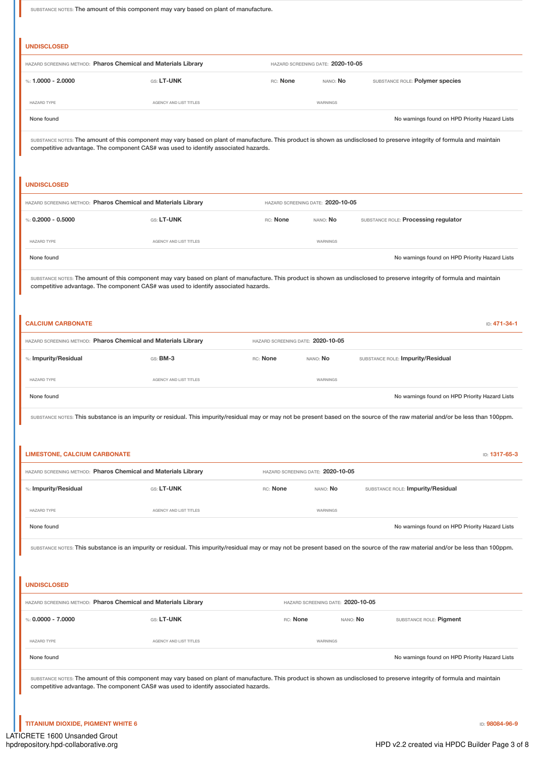SUBSTANCE NOTES: The amount of this component may vary based on plant of manufacture.

### UNDISCLOSED

HAZARD SCREENING METHOD: **Pharos Chemical and Materials Library** HAZARD SCREENING DATE: **2020-10-05**

%: **1.0000 - 2.0000** GS: **LT-UNK** RC: **None** NANO: **No** SUBSTANCE ROLE: **Polymer species**

| HAZARD TYPE | AGENCY AND LIST TITLES | WARNINGS |
|---|---|---|
| None found | | No warnings found on HPD Priority Hazard Lists |

SUBSTANCE NOTES: The amount of this component may vary based on plant of manufacture. This product is shown as undisclosed to preserve integrity of formula and maintain competitive advantage. The component CAS# was used to identify associated hazards.

### UNDISCLOSED

HAZARD SCREENING METHOD: **Pharos Chemical and Materials Library** HAZARD SCREENING DATE: **2020-10-05**

%: **0.2000 - 0.5000** GS: **LT-UNK** RC: **None** NANO: **No** SUBSTANCE ROLE: **Processing regulator**

| HAZARD TYPE | AGENCY AND LIST TITLES | WARNINGS |
|---|---|---|
| None found | | No warnings found on HPD Priority Hazard Lists |

SUBSTANCE NOTES: The amount of this component may vary based on plant of manufacture. This product is shown as undisclosed to preserve integrity of formula and maintain competitive advantage. The component CAS# was used to identify associated hazards.

### CALCIUM CARBONATE

ID: **471-34-1**

HAZARD SCREENING METHOD: **Pharos Chemical and Materials Library** HAZARD SCREENING DATE: **2020-10-05**

%: **Impurity/Residual** GS: **BM-3** RC: **None** NANO: **No** SUBSTANCE ROLE: **Impurity/Residual**

| HAZARD TYPE | AGENCY AND LIST TITLES | WARNINGS |
|---|---|---|
| None found | | No warnings found on HPD Priority Hazard Lists |

SUBSTANCE NOTES: This substance is an impurity or residual. This impurity/residual may or may not be present based on the source of the raw material and/or be less than 100ppm.

### LIMESTONE, CALCIUM CARBONATE

ID: **1317-65-3**

HAZARD SCREENING METHOD: **Pharos Chemical and Materials Library** HAZARD SCREENING DATE: **2020-10-05**

%: **Impurity/Residual** GS: **LT-UNK** RC: **None** NANO: **No** SUBSTANCE ROLE: **Impurity/Residual**

| HAZARD TYPE | AGENCY AND LIST TITLES | WARNINGS |
|---|---|---|
| None found | | No warnings found on HPD Priority Hazard Lists |

SUBSTANCE NOTES: This substance is an impurity or residual. This impurity/residual may or may not be present based on the source of the raw material and/or be less than 100ppm.

### UNDISCLOSED

HAZARD SCREENING METHOD: **Pharos Chemical and Materials Library** HAZARD SCREENING DATE: **2020-10-05**

%: **0.0000 - 7.0000** GS: **LT-UNK** RC: **None** NANO: **No** SUBSTANCE ROLE: **Pigment**

| HAZARD TYPE | AGENCY AND LIST TITLES | WARNINGS |
|---|---|---|
| None found | | No warnings found on HPD Priority Hazard Lists |

SUBSTANCE NOTES: The amount of this component may vary based on plant of manufacture. This product is shown as undisclosed to preserve integrity of formula and maintain competitive advantage. The component CAS# was used to identify associated hazards.

### TITANIUM DIOXIDE, PIGMENT WHITE 6

ID: **98084-96-9**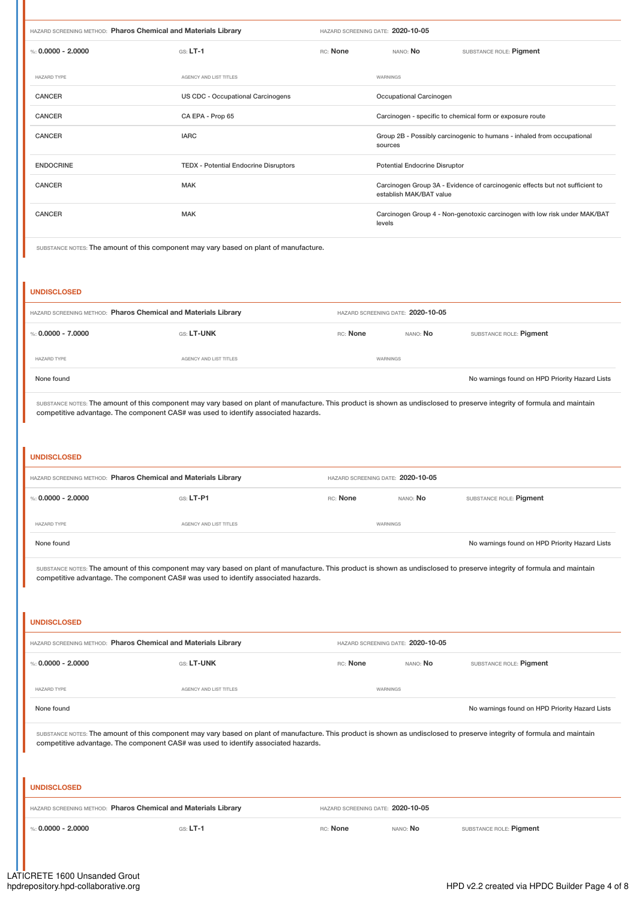HAZARD SCREENING METHOD: **Pharos Chemical and Materials Library** | HAZARD SCREENING DATE: **2020-10-05**

%: **0.0000 - 2.0000** | GS: **LT-1** | RC: **None** | NANO: **No** | SUBSTANCE ROLE: **Pigment**

| HAZARD TYPE | AGENCY AND LIST TITLES | WARNINGS |
|---|---|---|
| CANCER | US CDC - Occupational Carcinogens | Occupational Carcinogen |
| CANCER | CA EPA - Prop 65 | Carcinogen - specific to chemical form or exposure route |
| CANCER | IARC | Group 2B - Possibly carcinogenic to humans - inhaled from occupational sources |
| ENDOCRINE | TEDX - Potential Endocrine Disruptors | Potential Endocrine Disruptor |
| CANCER | MAK | Carcinogen Group 3A - Evidence of carcinogenic effects but not sufficient to establish MAK/BAT value |
| CANCER | MAK | Carcinogen Group 4 - Non-genotoxic carcinogen with low risk under MAK/BAT levels |

SUBSTANCE NOTES: The amount of this component may vary based on plant of manufacture.

## UNDISCLOSED

HAZARD SCREENING METHOD: **Pharos Chemical and Materials Library** | HAZARD SCREENING DATE: **2020-10-05**

%: **0.0000 - 7.0000** | GS: **LT-UNK** | RC: **None** | NANO: **No** | SUBSTANCE ROLE: **Pigment**

| HAZARD TYPE | AGENCY AND LIST TITLES | WARNINGS |
|---|---|---|
| None found | | No warnings found on HPD Priority Hazard Lists |

SUBSTANCE NOTES: The amount of this component may vary based on plant of manufacture. This product is shown as undisclosed to preserve integrity of formula and maintain competitive advantage. The component CAS# was used to identify associated hazards.

## UNDISCLOSED

HAZARD SCREENING METHOD: **Pharos Chemical and Materials Library** | HAZARD SCREENING DATE: **2020-10-05**

%: **0.0000 - 2.0000** | GS: **LT-P1** | RC: **None** | NANO: **No** | SUBSTANCE ROLE: **Pigment**

| HAZARD TYPE | AGENCY AND LIST TITLES | WARNINGS |
|---|---|---|
| None found | | No warnings found on HPD Priority Hazard Lists |

SUBSTANCE NOTES: The amount of this component may vary based on plant of manufacture. This product is shown as undisclosed to preserve integrity of formula and maintain competitive advantage. The component CAS# was used to identify associated hazards.

## UNDISCLOSED

HAZARD SCREENING METHOD: **Pharos Chemical and Materials Library** | HAZARD SCREENING DATE: **2020-10-05**

%: **0.0000 - 2.0000** | GS: **LT-UNK** | RC: **None** | NANO: **No** | SUBSTANCE ROLE: **Pigment**

| HAZARD TYPE | AGENCY AND LIST TITLES | WARNINGS |
|---|---|---|
| None found | | No warnings found on HPD Priority Hazard Lists |

SUBSTANCE NOTES: The amount of this component may vary based on plant of manufacture. This product is shown as undisclosed to preserve integrity of formula and maintain competitive advantage. The component CAS# was used to identify associated hazards.

## UNDISCLOSED

HAZARD SCREENING METHOD: **Pharos Chemical and Materials Library** | HAZARD SCREENING DATE: **2020-10-05**

%: **0.0000 - 2.0000** | GS: **LT-1** | RC: **None** | NANO: **No** | SUBSTANCE ROLE: **Pigment**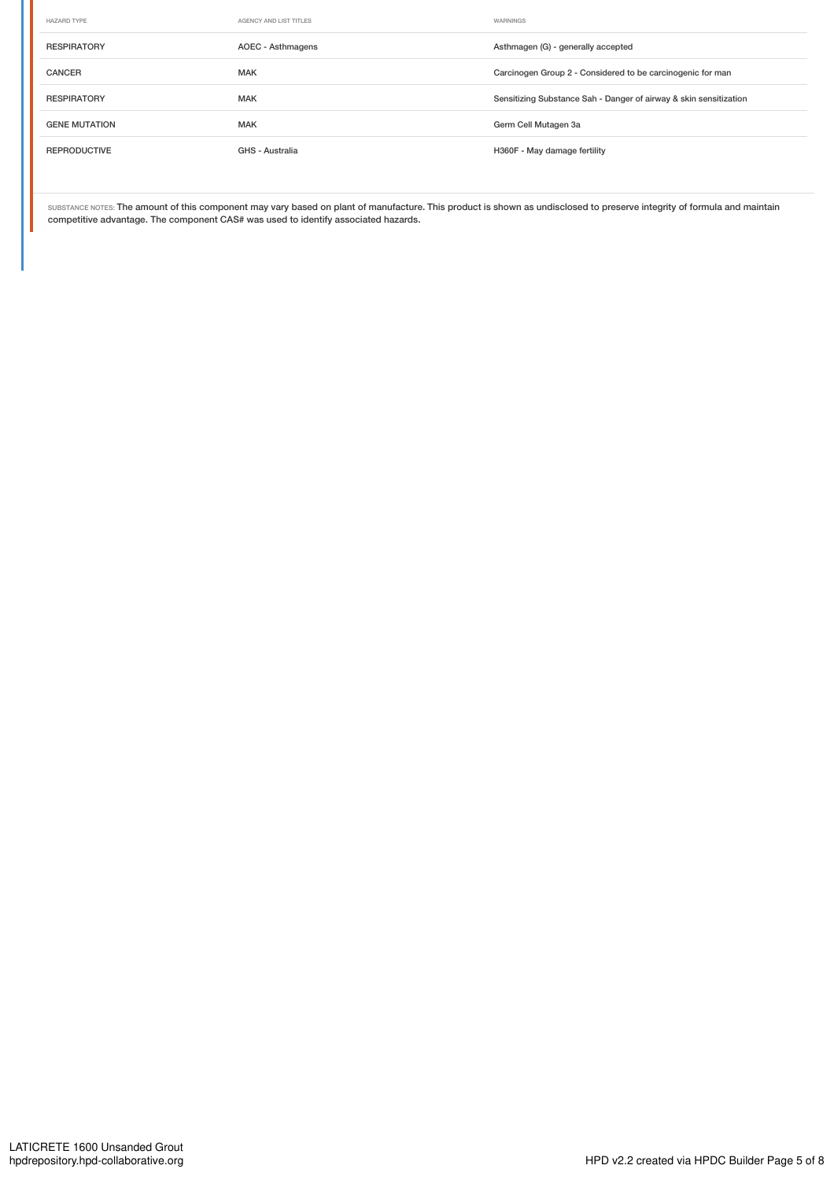| HAZARD TYPE | AGENCY AND LIST TITLES | WARNINGS |
|---|---|---|
| RESPIRATORY | AOEC - Asthmagens | Asthmagen (G) - generally accepted |
| CANCER | MAK | Carcinogen Group 2 - Considered to be carcinogenic for man |
| RESPIRATORY | MAK | Sensitizing Substance Sah - Danger of airway & skin sensitization |
| GENE MUTATION | MAK | Germ Cell Mutagen 3a |
| REPRODUCTIVE | GHS - Australia | H360F - May damage fertility |

SUBSTANCE NOTES: The amount of this component may vary based on plant of manufacture. This product is shown as undisclosed to preserve integrity of formula and maintain competitive advantage. The component CAS# was used to identify associated hazards.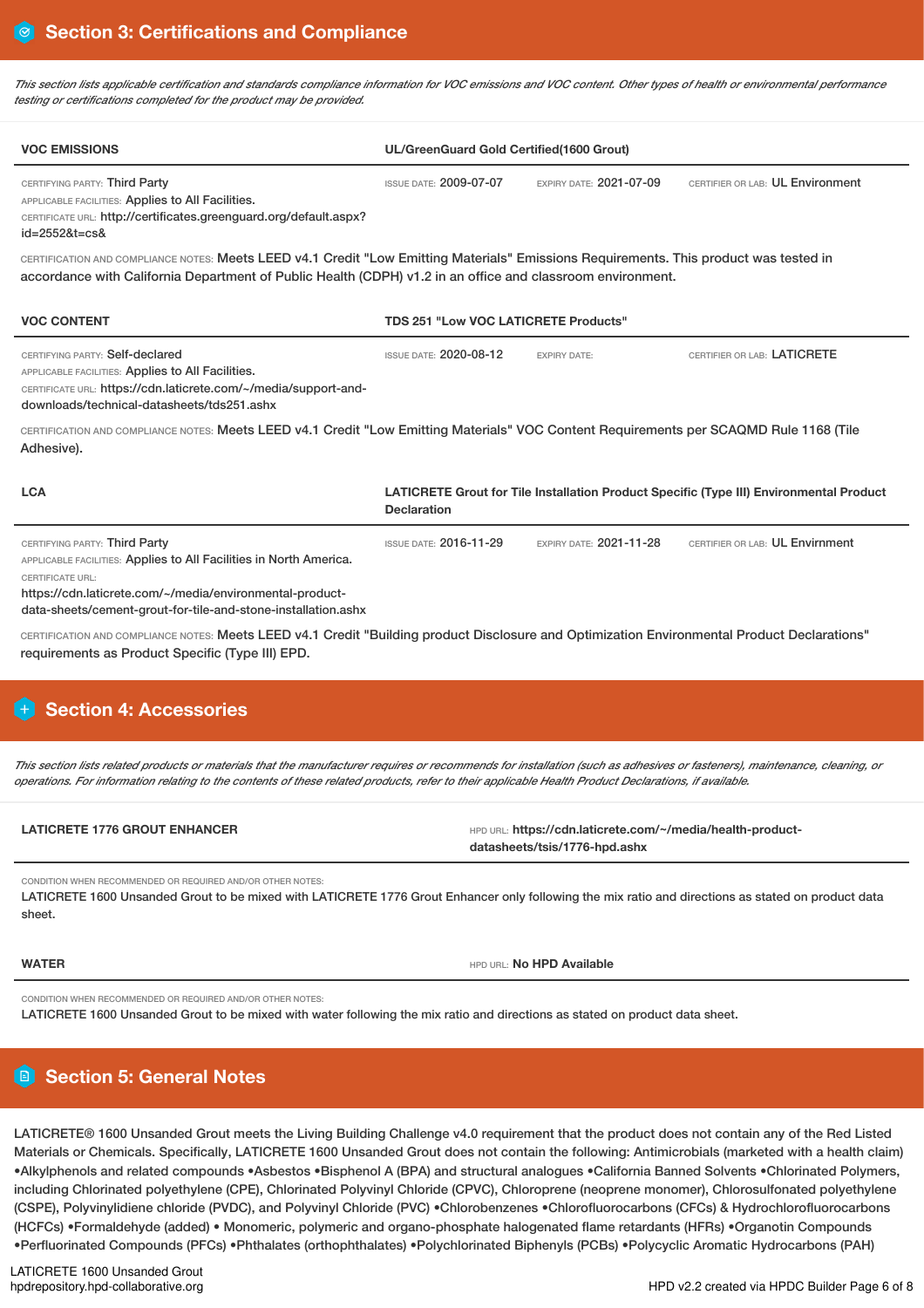## Section 3: Certifications and Compliance

*This section lists applicable certification and standards compliance information for VOC emissions and VOC content. Other types of health or environmental performance testing or certifications completed for the product may be provided.*

| VOC EMISSIONS | UL/GreenGuard Gold Certified(1600 Grout) | | |
|---|---|---|---|
| CERTIFYING PARTY: Third Party<br>APPLICABLE FACILITIES: Applies to All Facilities.<br>CERTIFICATE URL: http://certificates.greenguard.org/default.aspx?id=2552&t=cs& | ISSUE DATE: 2009-07-07 | EXPIRY DATE: 2021-07-09 | CERTIFIER OR LAB: UL Environment |

CERTIFICATION AND COMPLIANCE NOTES: Meets LEED v4.1 Credit "Low Emitting Materials" Emissions Requirements. This product was tested in accordance with California Department of Public Health (CDPH) v1.2 in an office and classroom environment.

| VOC CONTENT | TDS 251 "Low VOC LATICRETE Products" | | |
|---|---|---|---|
| CERTIFYING PARTY: Self-declared<br>APPLICABLE FACILITIES: Applies to All Facilities.<br>CERTIFICATE URL: https://cdn.laticrete.com/~/media/support-and-downloads/technical-datasheets/tds251.ashx | ISSUE DATE: 2020-08-12 | EXPIRY DATE: | CERTIFIER OR LAB: LATICRETE |

CERTIFICATION AND COMPLIANCE NOTES: Meets LEED v4.1 Credit "Low Emitting Materials" VOC Content Requirements per SCAQMD Rule 1168 (Tile Adhesive).

| LCA | LATICRETE Grout for Tile Installation Product Specific (Type III) Environmental Product Declaration | | |
|---|---|---|---|
| CERTIFYING PARTY: Third Party<br>APPLICABLE FACILITIES: Applies to All Facilities in North America.<br>CERTIFICATE URL: https://cdn.laticrete.com/~/media/environmental-product-data-sheets/cement-grout-for-tile-and-stone-installation.ashx | ISSUE DATE: 2016-11-29 | EXPIRY DATE: 2021-11-28 | CERTIFIER OR LAB: UL Envirnment |

CERTIFICATION AND COMPLIANCE NOTES: Meets LEED v4.1 Credit "Building product Disclosure and Optimization Environmental Product Declarations" requirements as Product Specific (Type III) EPD.

## Section 4: Accessories

*This section lists related products or materials that the manufacturer requires or recommends for installation (such as adhesives or fasteners), maintenance, cleaning, or operations. For information relating to the contents of these related products, refer to their applicable Health Product Declarations, if available.*

| LATICRETE 1776 GROUT ENHANCER | HPD URL: https://cdn.laticrete.com/~/media/health-product-datasheets/tsis/1776-hpd.ashx |
|---|---|

CONDITION WHEN RECOMMENDED OR REQUIRED AND/OR OTHER NOTES:
LATICRETE 1600 Unsanded Grout to be mixed with LATICRETE 1776 Grout Enhancer only following the mix ratio and directions as stated on product data sheet.

| WATER | HPD URL: No HPD Available |
|---|---|

CONDITION WHEN RECOMMENDED OR REQUIRED AND/OR OTHER NOTES:
LATICRETE 1600 Unsanded Grout to be mixed with water following the mix ratio and directions as stated on product data sheet.

## Section 5: General Notes

LATICRETE® 1600 Unsanded Grout meets the Living Building Challenge v4.0 requirement that the product does not contain any of the Red Listed Materials or Chemicals. Specifically, LATICRETE 1600 Unsanded Grout does not contain the following: Antimicrobials (marketed with a health claim) •Alkylphenols and related compounds •Asbestos •Bisphenol A (BPA) and structural analogues •California Banned Solvents •Chlorinated Polymers, including Chlorinated polyethylene (CPE), Chlorinated Polyvinyl Chloride (CPVC), Chloroprene (neoprene monomer), Chlorosulfonated polyethylene (CSPE), Polyvinylidiene chloride (PVDC), and Polyvinyl Chloride (PVC) •Chlorobenzenes •Chlorofluorocarbons (CFCs) & Hydrochlorofluorocarbons (HCFCs) •Formaldehyde (added) • Monomeric, polymeric and organo-phosphate halogenated flame retardants (HFRs) •Organotin Compounds •Perfluorinated Compounds (PFCs) •Phthalates (orthophthalates) •Polychlorinated Biphenyls (PCBs) •Polycyclic Aromatic Hydrocarbons (PAH)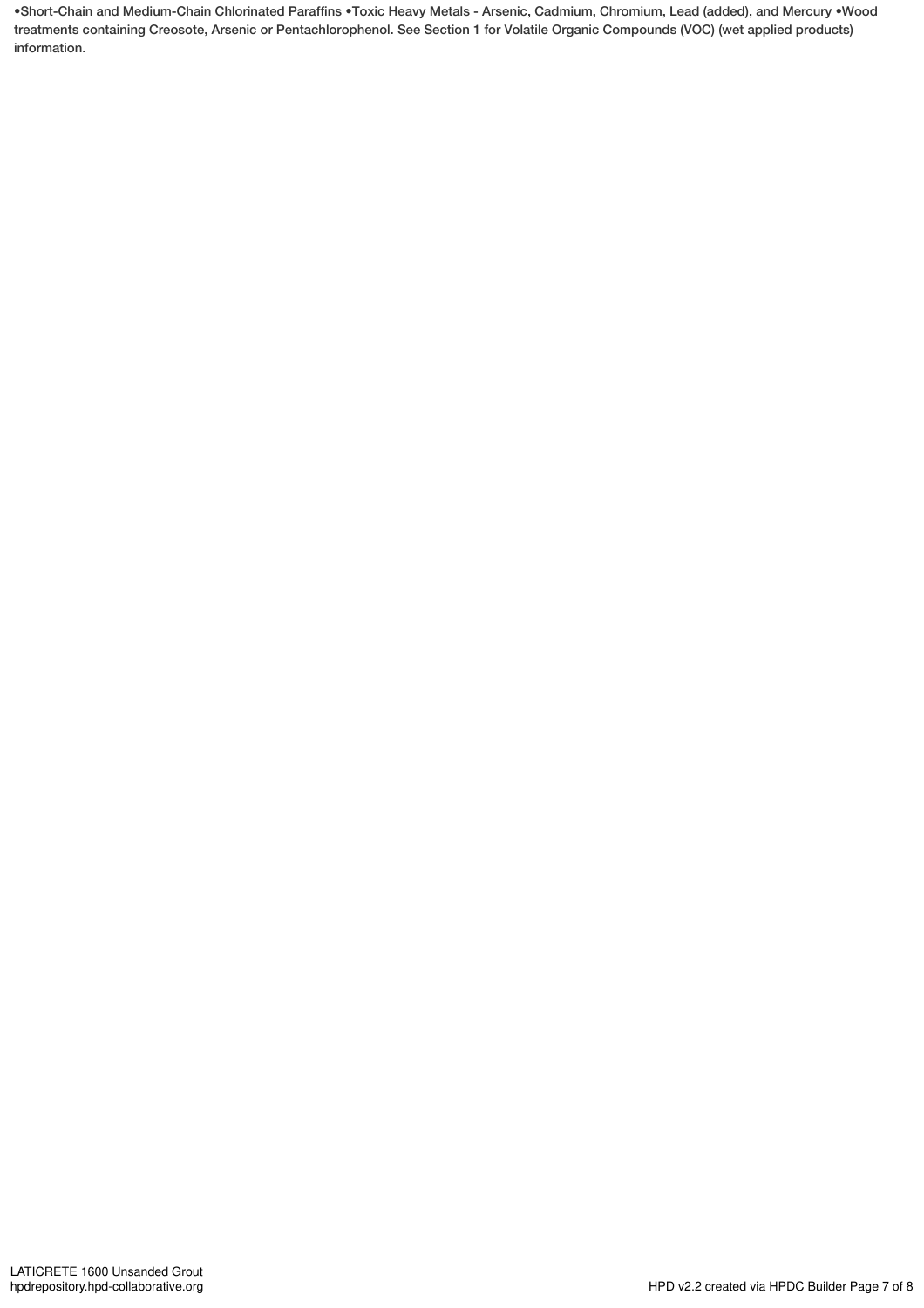•Short-Chain and Medium-Chain Chlorinated Paraffins •Toxic Heavy Metals - Arsenic, Cadmium, Chromium, Lead (added), and Mercury •Wood treatments containing Creosote, Arsenic or Pentachlorophenol. See Section 1 for Volatile Organic Compounds (VOC) (wet applied products) information.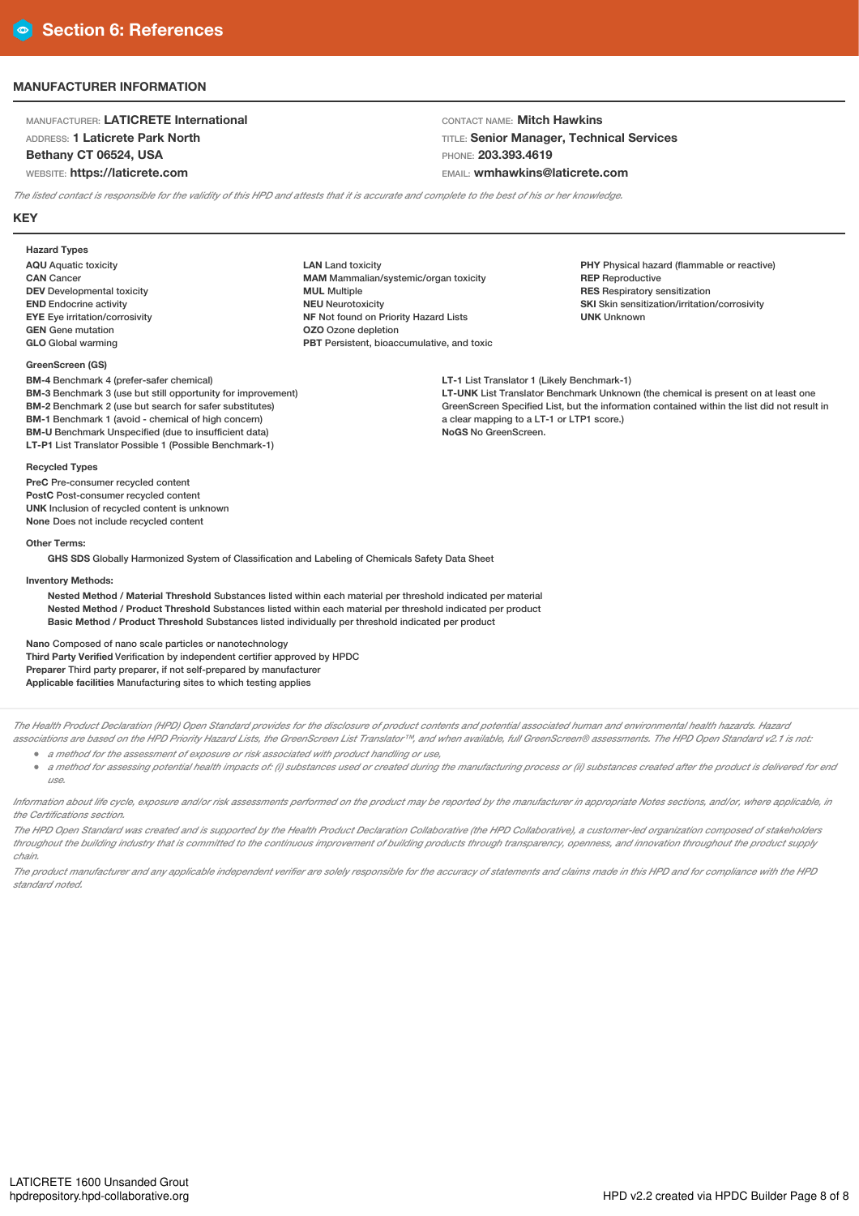# Section 6: References

## MANUFACTURER INFORMATION

MANUFACTURER: **LATICRETE International**
ADDRESS: **1 Laticrete Park North**
**Bethany CT 06524, USA**
WEBSITE: **https://laticrete.com**

CONTACT NAME: **Mitch Hawkins**
TITLE: **Senior Manager, Technical Services**
PHONE: **203.393.4619**
EMAIL: **wmhawkins@laticrete.com**

*The listed contact is responsible for the validity of this HPD and attests that it is accurate and complete to the best of his or her knowledge.*

## KEY

**Hazard Types**

**AQU** Aquatic toxicity
**CAN** Cancer
**DEV** Developmental toxicity
**END** Endocrine activity
**EYE** Eye irritation/corrosivity
**GEN** Gene mutation
**GLO** Global warming
**LAN** Land toxicity
**MAM** Mammalian/systemic/organ toxicity
**MUL** Multiple
**NEU** Neurotoxicity
**NF** Not found on Priority Hazard Lists
**OZO** Ozone depletion
**PBT** Persistent, bioaccumulative, and toxic
**PHY** Physical hazard (flammable or reactive)
**REP** Reproductive
**RES** Respiratory sensitization
**SKI** Skin sensitization/irritation/corrosivity
**UNK** Unknown

**GreenScreen (GS)**

**BM-4** Benchmark 4 (prefer-safer chemical)
**BM-3** Benchmark 3 (use but still opportunity for improvement)
**BM-2** Benchmark 2 (use but search for safer substitutes)
**BM-1** Benchmark 1 (avoid - chemical of high concern)
**BM-U** Benchmark Unspecified (due to insufficient data)
**LT-P1** List Translator Possible 1 (Possible Benchmark-1)
**LT-1** List Translator 1 (Likely Benchmark-1)
**LT-UNK** List Translator Benchmark Unknown (the chemical is present on at least one GreenScreen Specified List, but the information contained within the list did not result in a clear mapping to a LT-1 or LTP1 score.)
**NoGS** No GreenScreen.

**Recycled Types**

**PreC** Pre-consumer recycled content
**PostC** Post-consumer recycled content
**UNK** Inclusion of recycled content is unknown
**None** Does not include recycled content

**Other Terms:**

**GHS SDS** Globally Harmonized System of Classification and Labeling of Chemicals Safety Data Sheet

**Inventory Methods:**

**Nested Method / Material Threshold** Substances listed within each material per threshold indicated per material
**Nested Method / Product Threshold** Substances listed within each material per threshold indicated per product
**Basic Method / Product Threshold** Substances listed individually per threshold indicated per product

**Nano** Composed of nano scale particles or nanotechnology
**Third Party Verified** Verification by independent certifier approved by HPDC
**Preparer** Third party preparer, if not self-prepared by manufacturer
**Applicable facilities** Manufacturing sites to which testing applies

*The Health Product Declaration (HPD) Open Standard provides for the disclosure of product contents and potential associated human and environmental health hazards. Hazard associations are based on the HPD Priority Hazard Lists, the GreenScreen List Translator™, and when available, full GreenScreen® assessments. The HPD Open Standard v2.1 is not:*

- *a method for the assessment of exposure or risk associated with product handling or use,*
- *a method for assessing potential health impacts of: (i) substances used or created during the manufacturing process or (ii) substances created after the product is delivered for end use.*

*Information about life cycle, exposure and/or risk assessments performed on the product may be reported by the manufacturer in appropriate Notes sections, and/or, where applicable, in the Certifications section.*

*The HPD Open Standard was created and is supported by the Health Product Declaration Collaborative (the HPD Collaborative), a customer-led organization composed of stakeholders throughout the building industry that is committed to the continuous improvement of building products through transparency, openness, and innovation throughout the product supply chain.*

*The product manufacturer and any applicable independent verifier are solely responsible for the accuracy of statements and claims made in this HPD and for compliance with the HPD standard noted.*